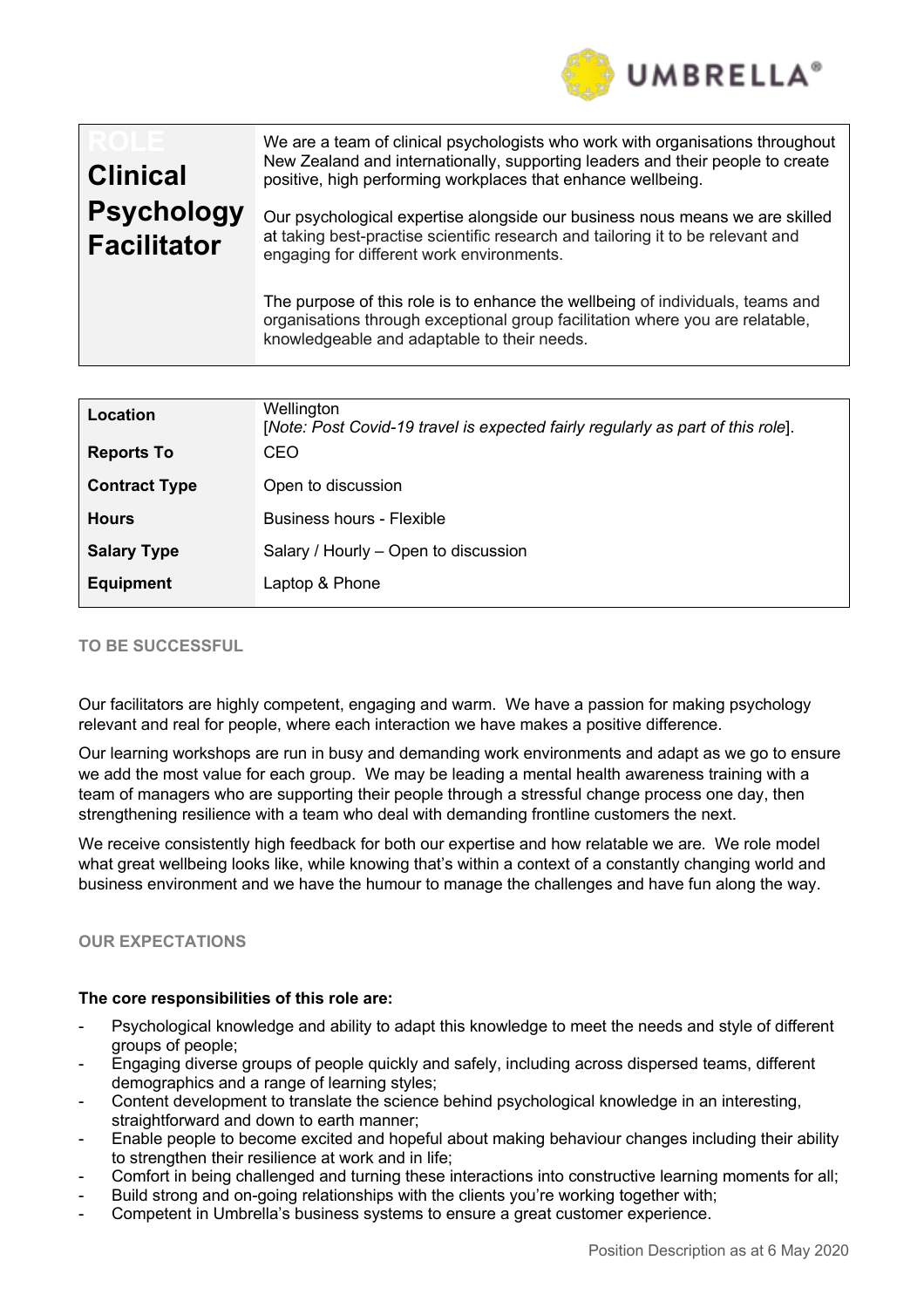UMBRELLA®

| ROLE **Clinical Psychology Facilitator** | We are a team of clinical psychologists who work with organisations throughout New Zealand and internationally, supporting leaders and their people to create positive, high performing workplaces that enhance wellbeing. Our psychological expertise alongside our business nous means we are skilled at taking best-practise scientific research and tailoring it to be relevant and engaging for different work environments. The purpose of this role is to enhance the wellbeing of individuals, teams and organisations through exceptional group facilitation where you are relatable, knowledgeable and adaptable to their needs. |
| --- | --- |

| **Location** | Wellington [*Note: Post Covid-19 travel is expected fairly regularly as part of this role*]. |
| --- | --- |
| **Reports To** | CEO |
| **Contract Type** | Open to discussion |
| **Hours** | Business hours - Flexible |
| **Salary Type** | Salary / Hourly – Open to discussion |
| **Equipment** | Laptop & Phone |

## TO BE SUCCESSFUL

Our facilitators are highly competent, engaging and warm. We have a passion for making psychology relevant and real for people, where each interaction we have makes a positive difference.

Our learning workshops are run in busy and demanding work environments and adapt as we go to ensure we add the most value for each group. We may be leading a mental health awareness training with a team of managers who are supporting their people through a stressful change process one day, then strengthening resilience with a team who deal with demanding frontline customers the next.

We receive consistently high feedback for both our expertise and how relatable we are. We role model what great wellbeing looks like, while knowing that's within a context of a constantly changing world and business environment and we have the humour to manage the challenges and have fun along the way.

## OUR EXPECTATIONS

**The core responsibilities of this role are:**

- Psychological knowledge and ability to adapt this knowledge to meet the needs and style of different groups of people;
- Engaging diverse groups of people quickly and safely, including across dispersed teams, different demographics and a range of learning styles;
- Content development to translate the science behind psychological knowledge in an interesting, straightforward and down to earth manner;
- Enable people to become excited and hopeful about making behaviour changes including their ability to strengthen their resilience at work and in life;
- Comfort in being challenged and turning these interactions into constructive learning moments for all;
- Build strong and on-going relationships with the clients you're working together with;
- Competent in Umbrella's business systems to ensure a great customer experience.

Position Description as at 6 May 2020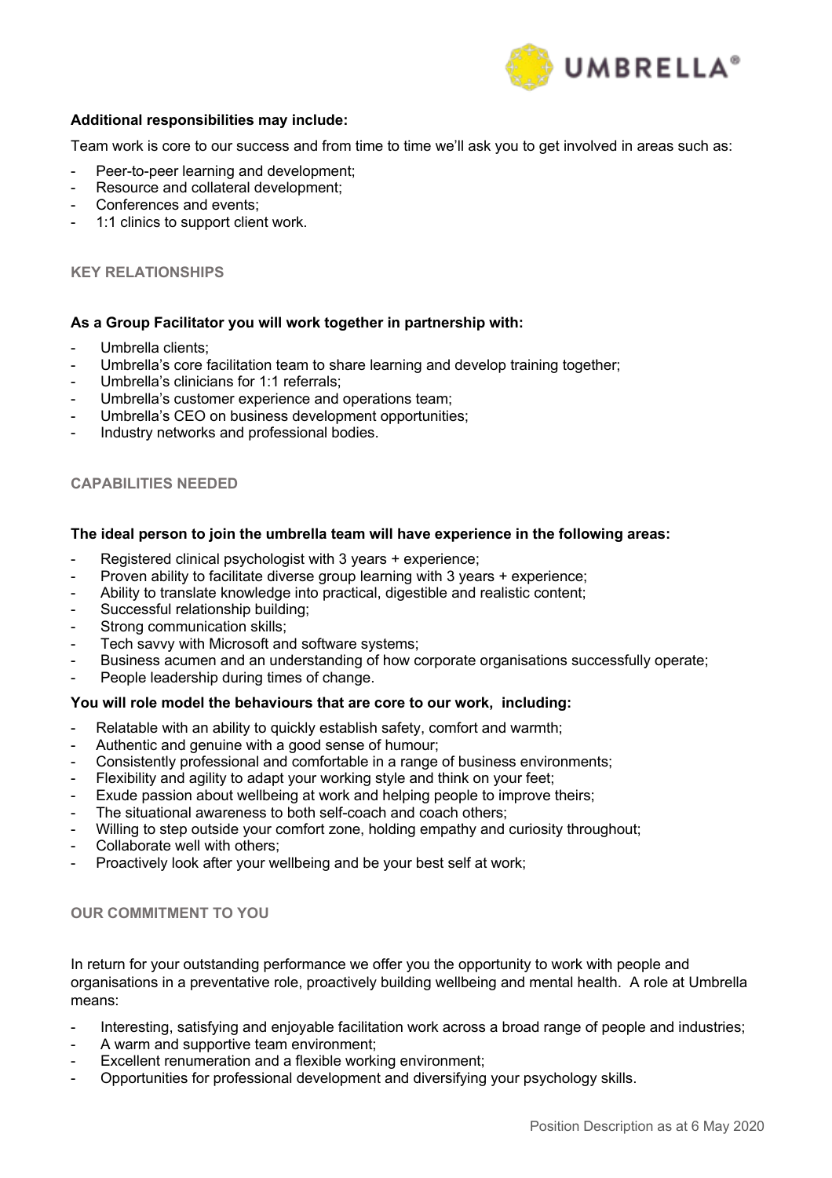**Additional responsibilities may include:**

Team work is core to our success and from time to time we'll ask you to get involved in areas such as:

- Peer-to-peer learning and development;
- Resource and collateral development;
- Conferences and events;
- 1:1 clinics to support client work.

## KEY RELATIONSHIPS

**As a Group Facilitator you will work together in partnership with:**

- Umbrella clients;
- Umbrella's core facilitation team to share learning and develop training together;
- Umbrella's clinicians for 1:1 referrals;
- Umbrella's customer experience and operations team;
- Umbrella's CEO on business development opportunities;
- Industry networks and professional bodies.

## CAPABILITIES NEEDED

**The ideal person to join the umbrella team will have experience in the following areas:**

- Registered clinical psychologist with 3 years + experience;
- Proven ability to facilitate diverse group learning with 3 years + experience;
- Ability to translate knowledge into practical, digestible and realistic content;
- Successful relationship building;
- Strong communication skills;
- Tech savvy with Microsoft and software systems;
- Business acumen and an understanding of how corporate organisations successfully operate;
- People leadership during times of change.

**You will role model the behaviours that are core to our work, including:**

- Relatable with an ability to quickly establish safety, comfort and warmth;
- Authentic and genuine with a good sense of humour;
- Consistently professional and comfortable in a range of business environments;
- Flexibility and agility to adapt your working style and think on your feet;
- Exude passion about wellbeing at work and helping people to improve theirs;
- The situational awareness to both self-coach and coach others;
- Willing to step outside your comfort zone, holding empathy and curiosity throughout;
- Collaborate well with others;
- Proactively look after your wellbeing and be your best self at work;

## OUR COMMITMENT TO YOU

In return for your outstanding performance we offer you the opportunity to work with people and organisations in a preventative role, proactively building wellbeing and mental health. A role at Umbrella means:

- Interesting, satisfying and enjoyable facilitation work across a broad range of people and industries;
- A warm and supportive team environment;
- Excellent renumeration and a flexible working environment;
- Opportunities for professional development and diversifying your psychology skills.

Position Description as at 6 May 2020